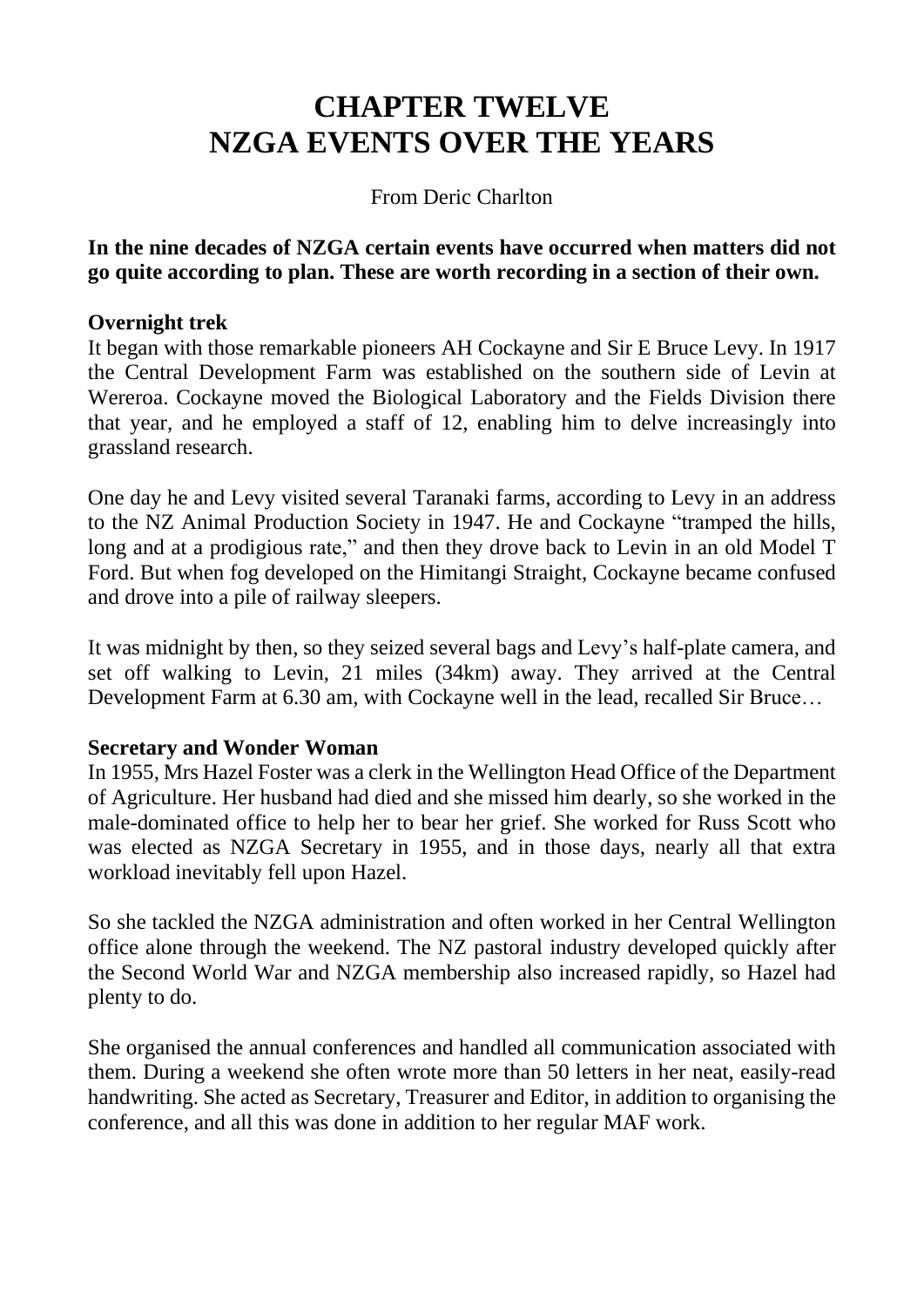# CHAPTER TWELVE
# NZGA EVENTS OVER THE YEARS

From Deric Charlton

**In the nine decades of NZGA certain events have occurred when matters did not go quite according to plan. These are worth recording in a section of their own.**

### Overnight trek

It began with those remarkable pioneers AH Cockayne and Sir E Bruce Levy. In 1917 the Central Development Farm was established on the southern side of Levin at Wereroa. Cockayne moved the Biological Laboratory and the Fields Division there that year, and he employed a staff of 12, enabling him to delve increasingly into grassland research.

One day he and Levy visited several Taranaki farms, according to Levy in an address to the NZ Animal Production Society in 1947. He and Cockayne "tramped the hills, long and at a prodigious rate," and then they drove back to Levin in an old Model T Ford. But when fog developed on the Himitangi Straight, Cockayne became confused and drove into a pile of railway sleepers.

It was midnight by then, so they seized several bags and Levy's half-plate camera, and set off walking to Levin, 21 miles (34km) away. They arrived at the Central Development Farm at 6.30 am, with Cockayne well in the lead, recalled Sir Bruce…

### Secretary and Wonder Woman

In 1955, Mrs Hazel Foster was a clerk in the Wellington Head Office of the Department of Agriculture. Her husband had died and she missed him dearly, so she worked in the male-dominated office to help her to bear her grief. She worked for Russ Scott who was elected as NZGA Secretary in 1955, and in those days, nearly all that extra workload inevitably fell upon Hazel.

So she tackled the NZGA administration and often worked in her Central Wellington office alone through the weekend. The NZ pastoral industry developed quickly after the Second World War and NZGA membership also increased rapidly, so Hazel had plenty to do.

She organised the annual conferences and handled all communication associated with them. During a weekend she often wrote more than 50 letters in her neat, easily-read handwriting. She acted as Secretary, Treasurer and Editor, in addition to organising the conference, and all this was done in addition to her regular MAF work.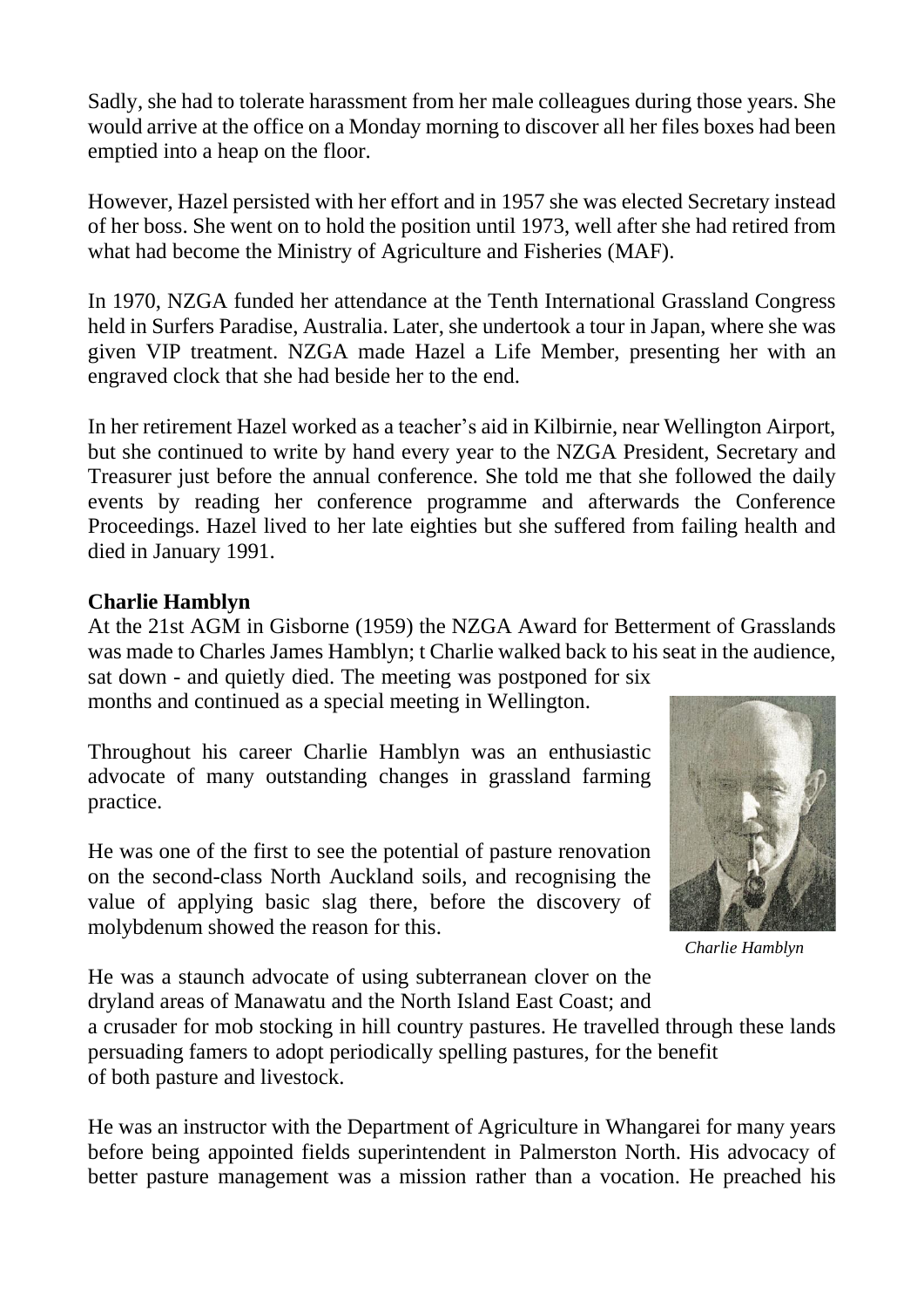Sadly, she had to tolerate harassment from her male colleagues during those years. She would arrive at the office on a Monday morning to discover all her files boxes had been emptied into a heap on the floor.

However, Hazel persisted with her effort and in 1957 she was elected Secretary instead of her boss. She went on to hold the position until 1973, well after she had retired from what had become the Ministry of Agriculture and Fisheries (MAF).

In 1970, NZGA funded her attendance at the Tenth International Grassland Congress held in Surfers Paradise, Australia. Later, she undertook a tour in Japan, where she was given VIP treatment. NZGA made Hazel a Life Member, presenting her with an engraved clock that she had beside her to the end.

In her retirement Hazel worked as a teacher's aid in Kilbirnie, near Wellington Airport, but she continued to write by hand every year to the NZGA President, Secretary and Treasurer just before the annual conference. She told me that she followed the daily events by reading her conference programme and afterwards the Conference Proceedings. Hazel lived to her late eighties but she suffered from failing health and died in January 1991.

**Charlie Hamblyn**

At the 21st AGM in Gisborne (1959) the NZGA Award for Betterment of Grasslands was made to Charles James Hamblyn; t Charlie walked back to his seat in the audience, sat down - and quietly died. The meeting was postponed for six months and continued as a special meeting in Wellington.

Throughout his career Charlie Hamblyn was an enthusiastic advocate of many outstanding changes in grassland farming practice.

He was one of the first to see the potential of pasture renovation on the second-class North Auckland soils, and recognising the value of applying basic slag there, before the discovery of molybdenum showed the reason for this.

*Charlie Hamblyn*

He was a staunch advocate of using subterranean clover on the dryland areas of Manawatu and the North Island East Coast; and a crusader for mob stocking in hill country pastures. He travelled through these lands persuading famers to adopt periodically spelling pastures, for the benefit of both pasture and livestock.

He was an instructor with the Department of Agriculture in Whangarei for many years before being appointed fields superintendent in Palmerston North. His advocacy of better pasture management was a mission rather than a vocation. He preached his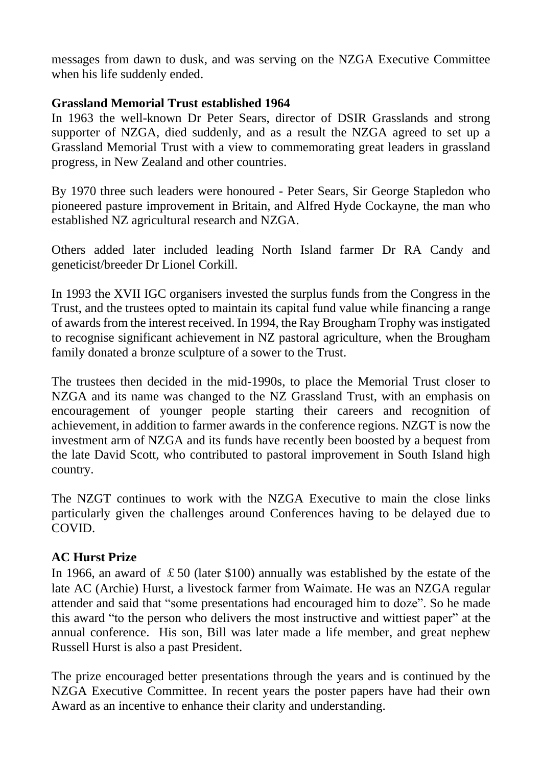messages from dawn to dusk, and was serving on the NZGA Executive Committee when his life suddenly ended.

**Grassland Memorial Trust established 1964**

In 1963 the well-known Dr Peter Sears, director of DSIR Grasslands and strong supporter of NZGA, died suddenly, and as a result the NZGA agreed to set up a Grassland Memorial Trust with a view to commemorating great leaders in grassland progress, in New Zealand and other countries.

By 1970 three such leaders were honoured - Peter Sears, Sir George Stapledon who pioneered pasture improvement in Britain, and Alfred Hyde Cockayne, the man who established NZ agricultural research and NZGA.

Others added later included leading North Island farmer Dr RA Candy and geneticist/breeder Dr Lionel Corkill.

In 1993 the XVII IGC organisers invested the surplus funds from the Congress in the Trust, and the trustees opted to maintain its capital fund value while financing a range of awards from the interest received. In 1994, the Ray Brougham Trophy was instigated to recognise significant achievement in NZ pastoral agriculture, when the Brougham family donated a bronze sculpture of a sower to the Trust.

The trustees then decided in the mid-1990s, to place the Memorial Trust closer to NZGA and its name was changed to the NZ Grassland Trust, with an emphasis on encouragement of younger people starting their careers and recognition of achievement, in addition to farmer awards in the conference regions. NZGT is now the investment arm of NZGA and its funds have recently been boosted by a bequest from the late David Scott, who contributed to pastoral improvement in South Island high country.

The NZGT continues to work with the NZGA Executive to main the close links particularly given the challenges around Conferences having to be delayed due to COVID.

**AC Hurst Prize**

In 1966, an award of ￡50 (later $100) annually was established by the estate of the late AC (Archie) Hurst, a livestock farmer from Waimate. He was an NZGA regular attender and said that "some presentations had encouraged him to doze". So he made this award "to the person who delivers the most instructive and wittiest paper" at the annual conference. His son, Bill was later made a life member, and great nephew Russell Hurst is also a past President.

The prize encouraged better presentations through the years and is continued by the NZGA Executive Committee. In recent years the poster papers have had their own Award as an incentive to enhance their clarity and understanding.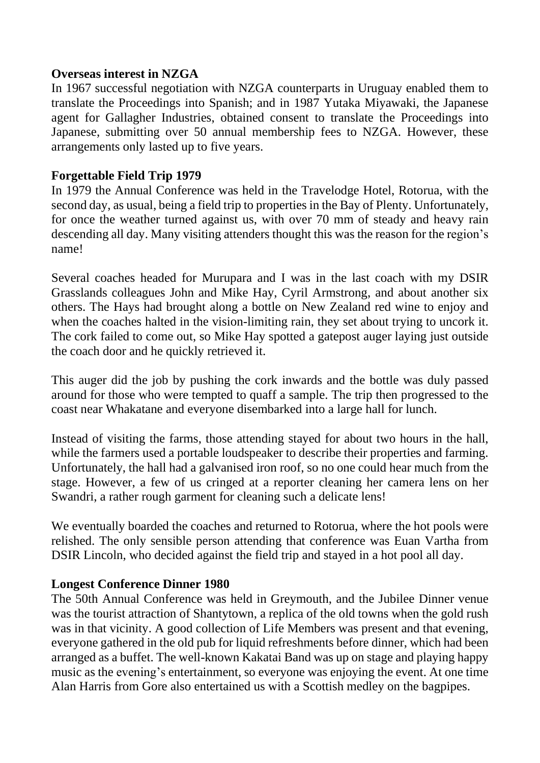**Overseas interest in NZGA**

In 1967 successful negotiation with NZGA counterparts in Uruguay enabled them to translate the Proceedings into Spanish; and in 1987 Yutaka Miyawaki, the Japanese agent for Gallagher Industries, obtained consent to translate the Proceedings into Japanese, submitting over 50 annual membership fees to NZGA. However, these arrangements only lasted up to five years.

**Forgettable Field Trip 1979**

In 1979 the Annual Conference was held in the Travelodge Hotel, Rotorua, with the second day, as usual, being a field trip to properties in the Bay of Plenty. Unfortunately, for once the weather turned against us, with over 70 mm of steady and heavy rain descending all day. Many visiting attenders thought this was the reason for the region's name!

Several coaches headed for Murupara and I was in the last coach with my DSIR Grasslands colleagues John and Mike Hay, Cyril Armstrong, and about another six others. The Hays had brought along a bottle on New Zealand red wine to enjoy and when the coaches halted in the vision-limiting rain, they set about trying to uncork it. The cork failed to come out, so Mike Hay spotted a gatepost auger laying just outside the coach door and he quickly retrieved it.

This auger did the job by pushing the cork inwards and the bottle was duly passed around for those who were tempted to quaff a sample. The trip then progressed to the coast near Whakatane and everyone disembarked into a large hall for lunch.

Instead of visiting the farms, those attending stayed for about two hours in the hall, while the farmers used a portable loudspeaker to describe their properties and farming. Unfortunately, the hall had a galvanised iron roof, so no one could hear much from the stage. However, a few of us cringed at a reporter cleaning her camera lens on her Swandri, a rather rough garment for cleaning such a delicate lens!

We eventually boarded the coaches and returned to Rotorua, where the hot pools were relished. The only sensible person attending that conference was Euan Vartha from DSIR Lincoln, who decided against the field trip and stayed in a hot pool all day.

**Longest Conference Dinner 1980**

The 50th Annual Conference was held in Greymouth, and the Jubilee Dinner venue was the tourist attraction of Shantytown, a replica of the old towns when the gold rush was in that vicinity. A good collection of Life Members was present and that evening, everyone gathered in the old pub for liquid refreshments before dinner, which had been arranged as a buffet. The well-known Kakatai Band was up on stage and playing happy music as the evening's entertainment, so everyone was enjoying the event. At one time Alan Harris from Gore also entertained us with a Scottish medley on the bagpipes.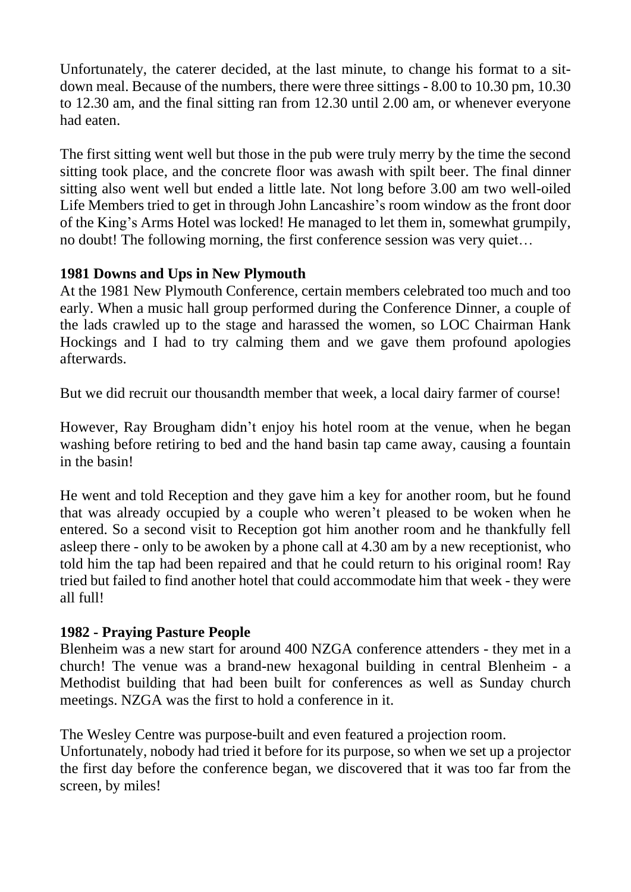Unfortunately, the caterer decided, at the last minute, to change his format to a sit-down meal. Because of the numbers, there were three sittings - 8.00 to 10.30 pm, 10.30 to 12.30 am, and the final sitting ran from 12.30 until 2.00 am, or whenever everyone had eaten.

The first sitting went well but those in the pub were truly merry by the time the second sitting took place, and the concrete floor was awash with spilt beer. The final dinner sitting also went well but ended a little late. Not long before 3.00 am two well-oiled Life Members tried to get in through John Lancashire's room window as the front door of the King's Arms Hotel was locked! He managed to let them in, somewhat grumpily, no doubt! The following morning, the first conference session was very quiet…

### 1981 Downs and Ups in New Plymouth

At the 1981 New Plymouth Conference, certain members celebrated too much and too early. When a music hall group performed during the Conference Dinner, a couple of the lads crawled up to the stage and harassed the women, so LOC Chairman Hank Hockings and I had to try calming them and we gave them profound apologies afterwards.

But we did recruit our thousandth member that week, a local dairy farmer of course!

However, Ray Brougham didn't enjoy his hotel room at the venue, when he began washing before retiring to bed and the hand basin tap came away, causing a fountain in the basin!

He went and told Reception and they gave him a key for another room, but he found that was already occupied by a couple who weren't pleased to be woken when he entered. So a second visit to Reception got him another room and he thankfully fell asleep there - only to be awoken by a phone call at 4.30 am by a new receptionist, who told him the tap had been repaired and that he could return to his original room! Ray tried but failed to find another hotel that could accommodate him that week - they were all full!

### 1982 - Praying Pasture People

Blenheim was a new start for around 400 NZGA conference attenders - they met in a church! The venue was a brand-new hexagonal building in central Blenheim - a Methodist building that had been built for conferences as well as Sunday church meetings. NZGA was the first to hold a conference in it.

The Wesley Centre was purpose-built and even featured a projection room.
Unfortunately, nobody had tried it before for its purpose, so when we set up a projector the first day before the conference began, we discovered that it was too far from the screen, by miles!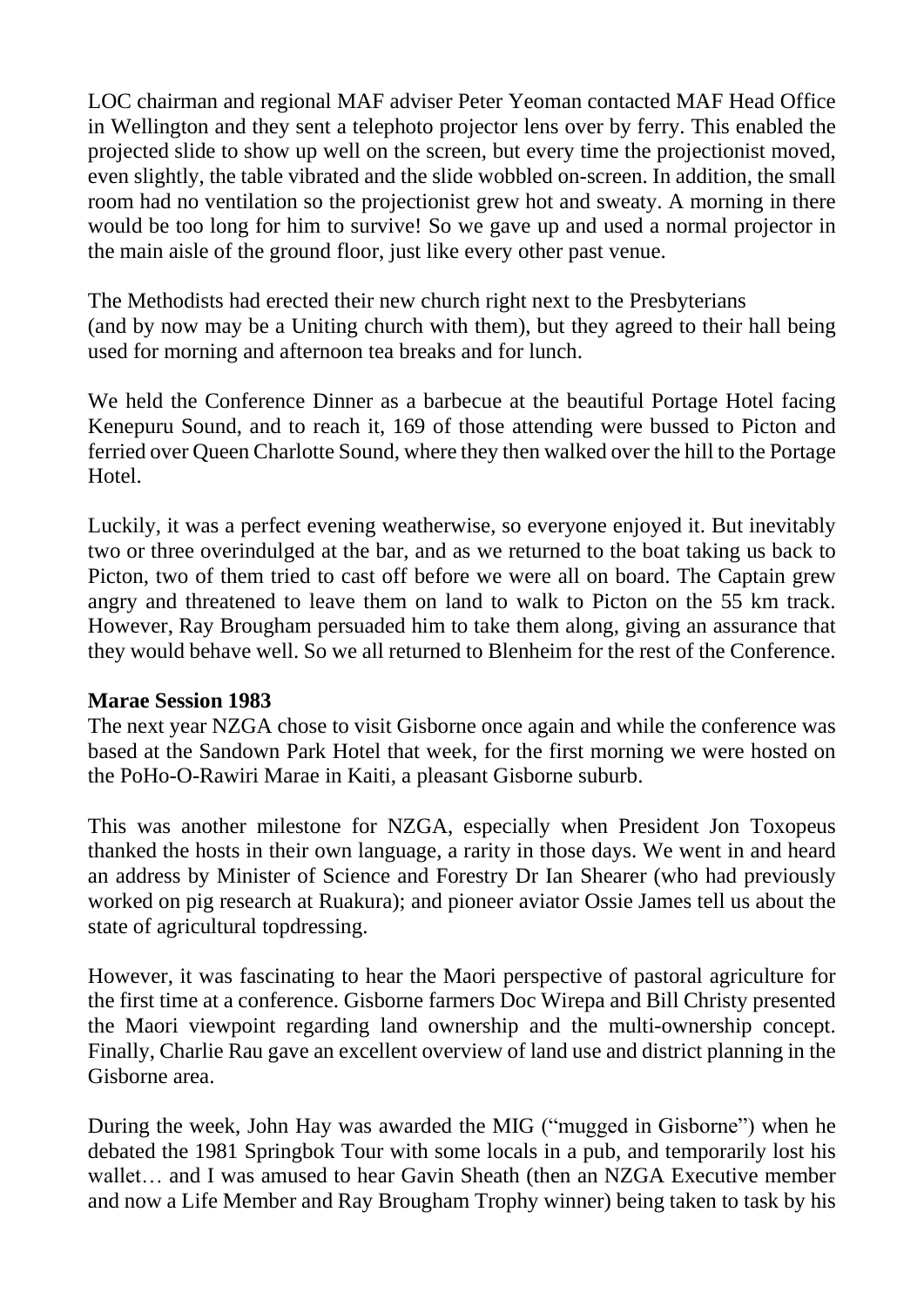LOC chairman and regional MAF adviser Peter Yeoman contacted MAF Head Office in Wellington and they sent a telephoto projector lens over by ferry. This enabled the projected slide to show up well on the screen, but every time the projectionist moved, even slightly, the table vibrated and the slide wobbled on-screen. In addition, the small room had no ventilation so the projectionist grew hot and sweaty. A morning in there would be too long for him to survive! So we gave up and used a normal projector in the main aisle of the ground floor, just like every other past venue.

The Methodists had erected their new church right next to the Presbyterians (and by now may be a Uniting church with them), but they agreed to their hall being used for morning and afternoon tea breaks and for lunch.

We held the Conference Dinner as a barbecue at the beautiful Portage Hotel facing Kenepuru Sound, and to reach it, 169 of those attending were bussed to Picton and ferried over Queen Charlotte Sound, where they then walked over the hill to the Portage Hotel.

Luckily, it was a perfect evening weatherwise, so everyone enjoyed it. But inevitably two or three overindulged at the bar, and as we returned to the boat taking us back to Picton, two of them tried to cast off before we were all on board. The Captain grew angry and threatened to leave them on land to walk to Picton on the 55 km track. However, Ray Brougham persuaded him to take them along, giving an assurance that they would behave well. So we all returned to Blenheim for the rest of the Conference.

**Marae Session 1983**

The next year NZGA chose to visit Gisborne once again and while the conference was based at the Sandown Park Hotel that week, for the first morning we were hosted on the PoHo-O-Rawiri Marae in Kaiti, a pleasant Gisborne suburb.

This was another milestone for NZGA, especially when President Jon Toxopeus thanked the hosts in their own language, a rarity in those days. We went in and heard an address by Minister of Science and Forestry Dr Ian Shearer (who had previously worked on pig research at Ruakura); and pioneer aviator Ossie James tell us about the state of agricultural topdressing.

However, it was fascinating to hear the Maori perspective of pastoral agriculture for the first time at a conference. Gisborne farmers Doc Wirepa and Bill Christy presented the Maori viewpoint regarding land ownership and the multi-ownership concept. Finally, Charlie Rau gave an excellent overview of land use and district planning in the Gisborne area.

During the week, John Hay was awarded the MIG ("mugged in Gisborne") when he debated the 1981 Springbok Tour with some locals in a pub, and temporarily lost his wallet… and I was amused to hear Gavin Sheath (then an NZGA Executive member and now a Life Member and Ray Brougham Trophy winner) being taken to task by his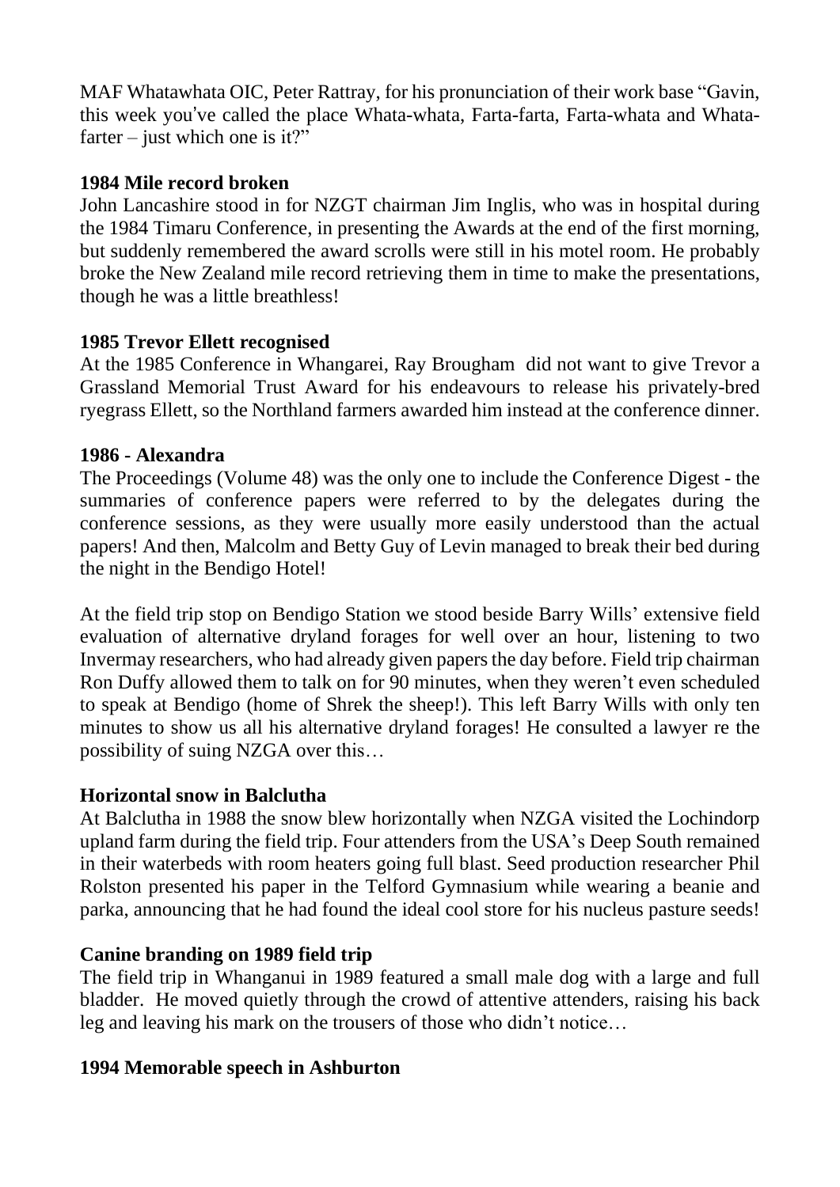MAF Whatawhata OIC, Peter Rattray, for his pronunciation of their work base "Gavin, this week you've called the place Whata-whata, Farta-farta, Farta-whata and Whata-farter – just which one is it?"

**1984 Mile record broken**

John Lancashire stood in for NZGT chairman Jim Inglis, who was in hospital during the 1984 Timaru Conference, in presenting the Awards at the end of the first morning, but suddenly remembered the award scrolls were still in his motel room. He probably broke the New Zealand mile record retrieving them in time to make the presentations, though he was a little breathless!

**1985 Trevor Ellett recognised**

At the 1985 Conference in Whangarei, Ray Brougham did not want to give Trevor a Grassland Memorial Trust Award for his endeavours to release his privately-bred ryegrass Ellett, so the Northland farmers awarded him instead at the conference dinner.

**1986 - Alexandra**

The Proceedings (Volume 48) was the only one to include the Conference Digest - the summaries of conference papers were referred to by the delegates during the conference sessions, as they were usually more easily understood than the actual papers! And then, Malcolm and Betty Guy of Levin managed to break their bed during the night in the Bendigo Hotel!

At the field trip stop on Bendigo Station we stood beside Barry Wills' extensive field evaluation of alternative dryland forages for well over an hour, listening to two Invermay researchers, who had already given papers the day before. Field trip chairman Ron Duffy allowed them to talk on for 90 minutes, when they weren't even scheduled to speak at Bendigo (home of Shrek the sheep!). This left Barry Wills with only ten minutes to show us all his alternative dryland forages! He consulted a lawyer re the possibility of suing NZGA over this…

**Horizontal snow in Balclutha**

At Balclutha in 1988 the snow blew horizontally when NZGA visited the Lochindorp upland farm during the field trip. Four attenders from the USA's Deep South remained in their waterbeds with room heaters going full blast. Seed production researcher Phil Rolston presented his paper in the Telford Gymnasium while wearing a beanie and parka, announcing that he had found the ideal cool store for his nucleus pasture seeds!

**Canine branding on 1989 field trip**

The field trip in Whanganui in 1989 featured a small male dog with a large and full bladder. He moved quietly through the crowd of attentive attenders, raising his back leg and leaving his mark on the trousers of those who didn't notice…

**1994 Memorable speech in Ashburton**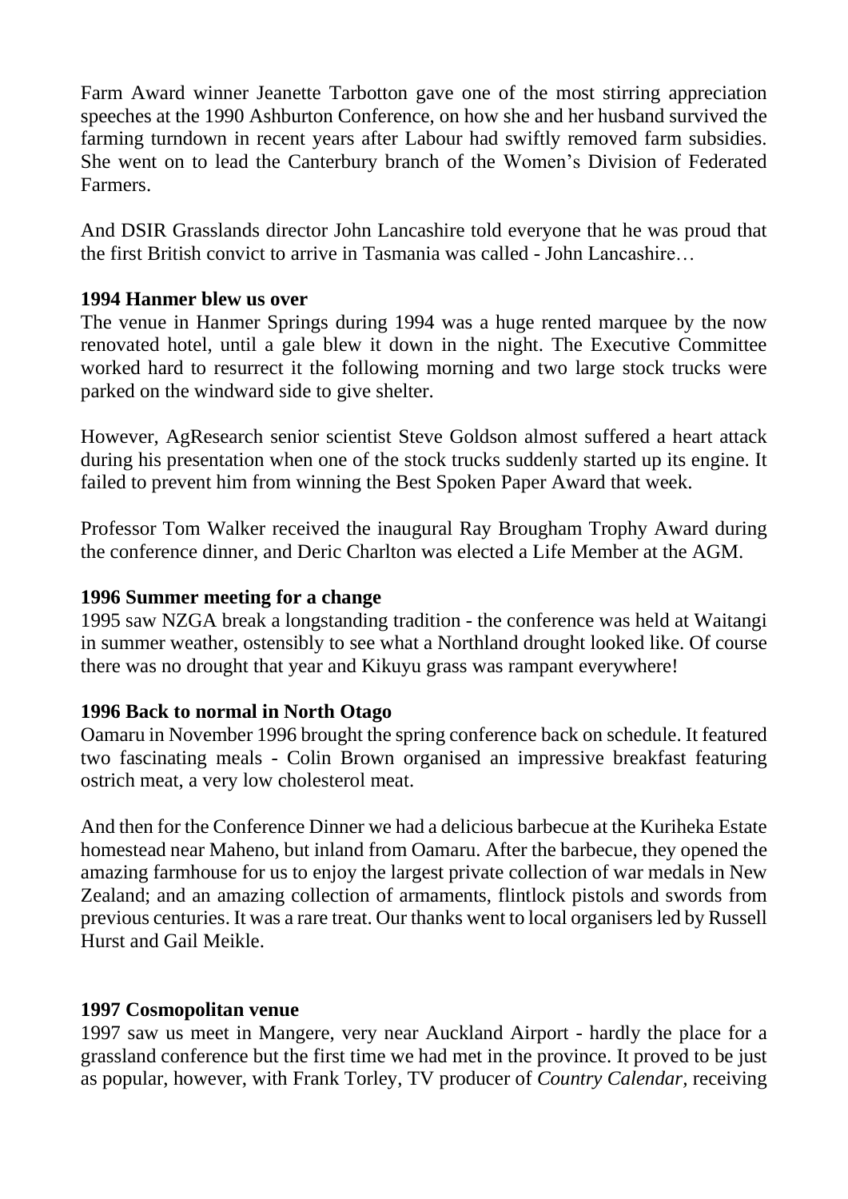Farm Award winner Jeanette Tarbotton gave one of the most stirring appreciation speeches at the 1990 Ashburton Conference, on how she and her husband survived the farming turndown in recent years after Labour had swiftly removed farm subsidies. She went on to lead the Canterbury branch of the Women's Division of Federated Farmers.

And DSIR Grasslands director John Lancashire told everyone that he was proud that the first British convict to arrive in Tasmania was called - John Lancashire…

### 1994 Hanmer blew us over

The venue in Hanmer Springs during 1994 was a huge rented marquee by the now renovated hotel, until a gale blew it down in the night. The Executive Committee worked hard to resurrect it the following morning and two large stock trucks were parked on the windward side to give shelter.

However, AgResearch senior scientist Steve Goldson almost suffered a heart attack during his presentation when one of the stock trucks suddenly started up its engine. It failed to prevent him from winning the Best Spoken Paper Award that week.

Professor Tom Walker received the inaugural Ray Brougham Trophy Award during the conference dinner, and Deric Charlton was elected a Life Member at the AGM.

### 1996 Summer meeting for a change

1995 saw NZGA break a longstanding tradition - the conference was held at Waitangi in summer weather, ostensibly to see what a Northland drought looked like. Of course there was no drought that year and Kikuyu grass was rampant everywhere!

### 1996 Back to normal in North Otago

Oamaru in November 1996 brought the spring conference back on schedule. It featured two fascinating meals - Colin Brown organised an impressive breakfast featuring ostrich meat, a very low cholesterol meat.

And then for the Conference Dinner we had a delicious barbecue at the Kuriheka Estate homestead near Maheno, but inland from Oamaru. After the barbecue, they opened the amazing farmhouse for us to enjoy the largest private collection of war medals in New Zealand; and an amazing collection of armaments, flintlock pistols and swords from previous centuries. It was a rare treat. Our thanks went to local organisers led by Russell Hurst and Gail Meikle.

### 1997 Cosmopolitan venue

1997 saw us meet in Mangere, very near Auckland Airport - hardly the place for a grassland conference but the first time we had met in the province. It proved to be just as popular, however, with Frank Torley, TV producer of *Country Calendar*, receiving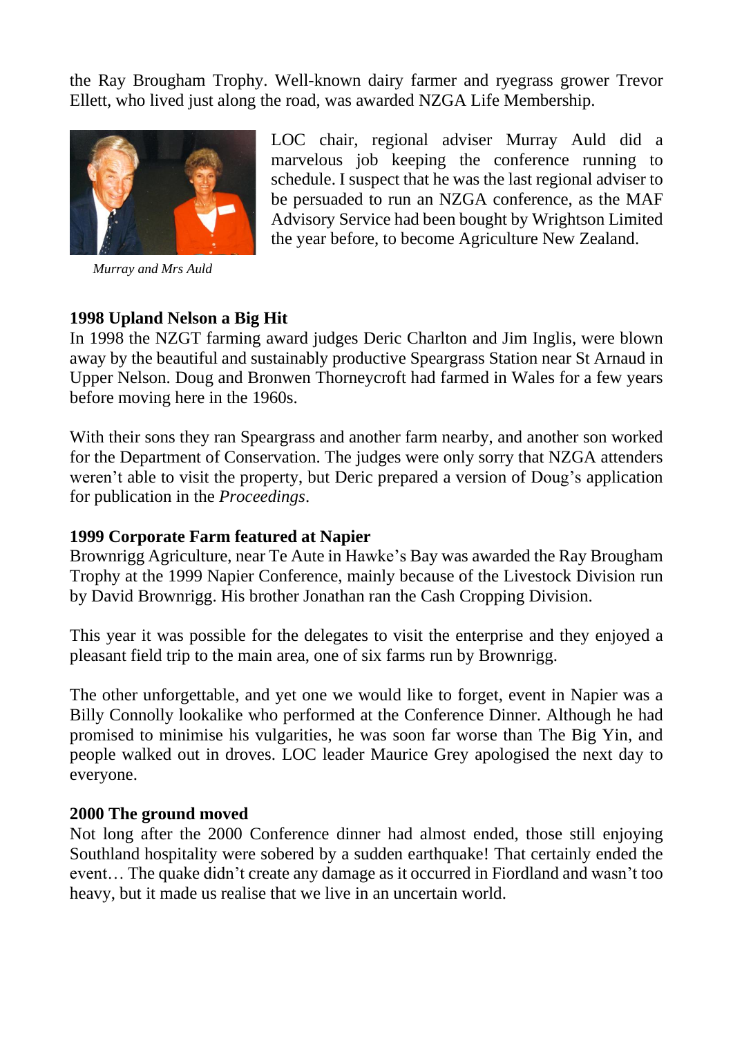the Ray Brougham Trophy. Well-known dairy farmer and ryegrass grower Trevor Ellett, who lived just along the road, was awarded NZGA Life Membership.

LOC chair, regional adviser Murray Auld did a marvelous job keeping the conference running to schedule. I suspect that he was the last regional adviser to be persuaded to run an NZGA conference, as the MAF Advisory Service had been bought by Wrightson Limited the year before, to become Agriculture New Zealand.

*Murray and Mrs Auld*

**1998 Upland Nelson a Big Hit**

In 1998 the NZGT farming award judges Deric Charlton and Jim Inglis, were blown away by the beautiful and sustainably productive Speargrass Station near St Arnaud in Upper Nelson. Doug and Bronwen Thorneycroft had farmed in Wales for a few years before moving here in the 1960s.

With their sons they ran Speargrass and another farm nearby, and another son worked for the Department of Conservation. The judges were only sorry that NZGA attenders weren't able to visit the property, but Deric prepared a version of Doug's application for publication in the *Proceedings*.

**1999 Corporate Farm featured at Napier**

Brownrigg Agriculture, near Te Aute in Hawke's Bay was awarded the Ray Brougham Trophy at the 1999 Napier Conference, mainly because of the Livestock Division run by David Brownrigg. His brother Jonathan ran the Cash Cropping Division.

This year it was possible for the delegates to visit the enterprise and they enjoyed a pleasant field trip to the main area, one of six farms run by Brownrigg.

The other unforgettable, and yet one we would like to forget, event in Napier was a Billy Connolly lookalike who performed at the Conference Dinner. Although he had promised to minimise his vulgarities, he was soon far worse than The Big Yin, and people walked out in droves. LOC leader Maurice Grey apologised the next day to everyone.

**2000 The ground moved**

Not long after the 2000 Conference dinner had almost ended, those still enjoying Southland hospitality were sobered by a sudden earthquake! That certainly ended the event… The quake didn't create any damage as it occurred in Fiordland and wasn't too heavy, but it made us realise that we live in an uncertain world.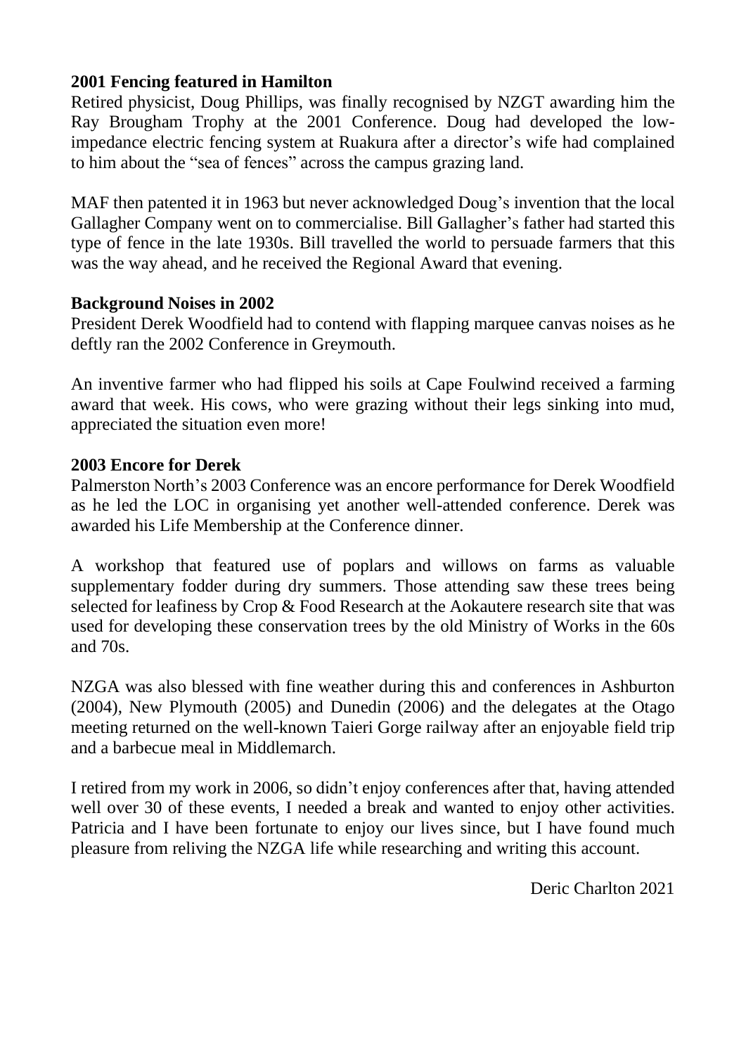**2001 Fencing featured in Hamilton**

Retired physicist, Doug Phillips, was finally recognised by NZGT awarding him the Ray Brougham Trophy at the 2001 Conference. Doug had developed the low-impedance electric fencing system at Ruakura after a director's wife had complained to him about the "sea of fences" across the campus grazing land.

MAF then patented it in 1963 but never acknowledged Doug's invention that the local Gallagher Company went on to commercialise. Bill Gallagher's father had started this type of fence in the late 1930s. Bill travelled the world to persuade farmers that this was the way ahead, and he received the Regional Award that evening.

**Background Noises in 2002**

President Derek Woodfield had to contend with flapping marquee canvas noises as he deftly ran the 2002 Conference in Greymouth.

An inventive farmer who had flipped his soils at Cape Foulwind received a farming award that week. His cows, who were grazing without their legs sinking into mud, appreciated the situation even more!

**2003 Encore for Derek**

Palmerston North's 2003 Conference was an encore performance for Derek Woodfield as he led the LOC in organising yet another well-attended conference. Derek was awarded his Life Membership at the Conference dinner.

A workshop that featured use of poplars and willows on farms as valuable supplementary fodder during dry summers. Those attending saw these trees being selected for leafiness by Crop & Food Research at the Aokautere research site that was used for developing these conservation trees by the old Ministry of Works in the 60s and 70s.

NZGA was also blessed with fine weather during this and conferences in Ashburton (2004), New Plymouth (2005) and Dunedin (2006) and the delegates at the Otago meeting returned on the well-known Taieri Gorge railway after an enjoyable field trip and a barbecue meal in Middlemarch.

I retired from my work in 2006, so didn't enjoy conferences after that, having attended well over 30 of these events, I needed a break and wanted to enjoy other activities. Patricia and I have been fortunate to enjoy our lives since, but I have found much pleasure from reliving the NZGA life while researching and writing this account.

Deric Charlton 2021